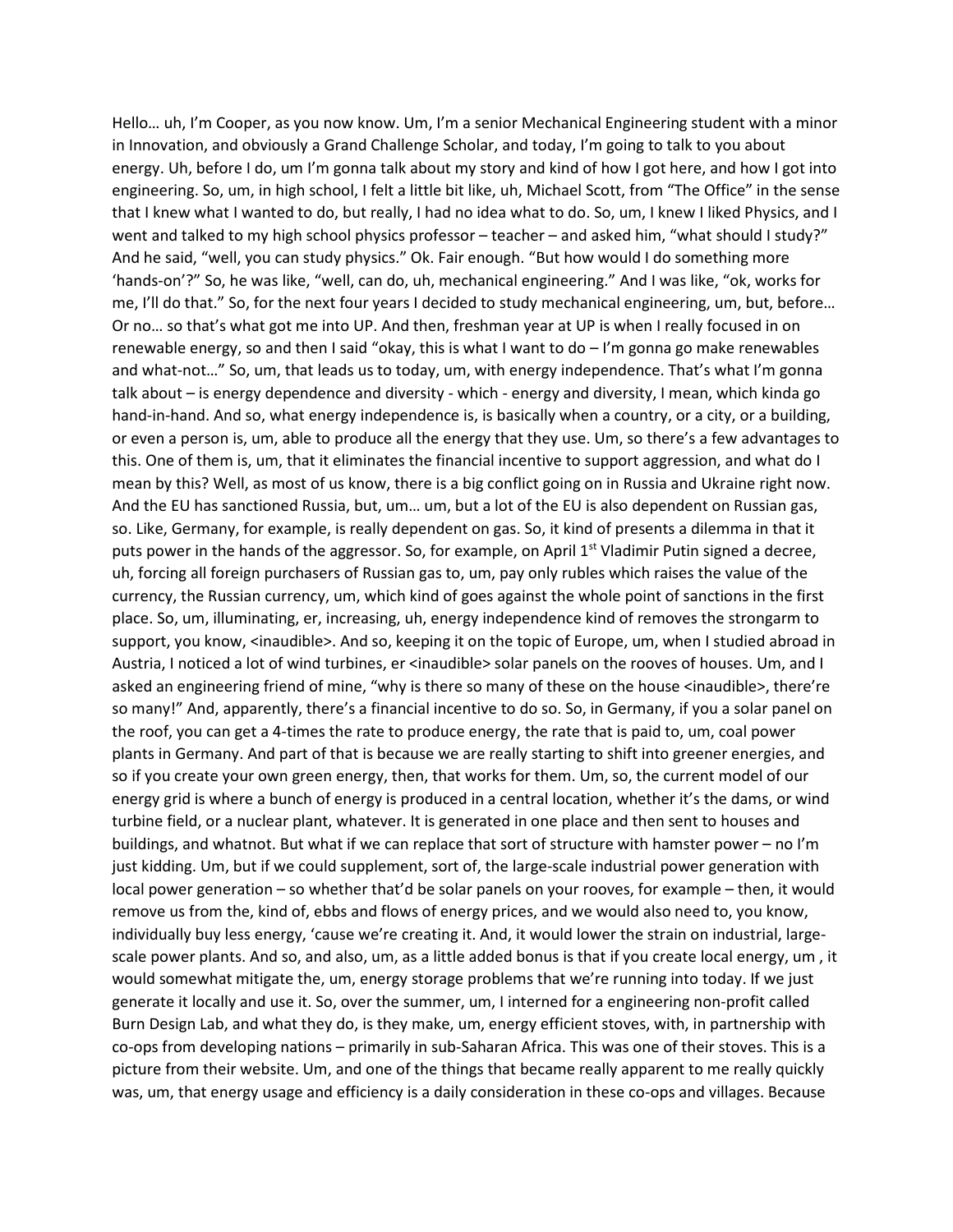Hello… uh, I'm Cooper, as you now know. Um, I'm a senior Mechanical Engineering student with a minor in Innovation, and obviously a Grand Challenge Scholar, and today, I'm going to talk to you about energy. Uh, before I do, um I'm gonna talk about my story and kind of how I got here, and how I got into engineering. So, um, in high school, I felt a little bit like, uh, Michael Scott, from "The Office" in the sense that I knew what I wanted to do, but really, I had no idea what to do. So, um, I knew I liked Physics, and I went and talked to my high school physics professor – teacher – and asked him, "what should I study?" And he said, "well, you can study physics." Ok. Fair enough. "But how would I do something more 'hands-on'?" So, he was like, "well, can do, uh, mechanical engineering." And I was like, "ok, works for me, I'll do that." So, for the next four years I decided to study mechanical engineering, um, but, before… Or no… so that's what got me into UP. And then, freshman year at UP is when I really focused in on renewable energy, so and then I said "okay, this is what I want to do – I'm gonna go make renewables and what-not…" So, um, that leads us to today, um, with energy independence. That's what I'm gonna talk about – is energy dependence and diversity - which - energy and diversity, I mean, which kinda go hand-in-hand. And so, what energy independence is, is basically when a country, or a city, or a building, or even a person is, um, able to produce all the energy that they use. Um, so there's a few advantages to this. One of them is, um, that it eliminates the financial incentive to support aggression, and what do I mean by this? Well, as most of us know, there is a big conflict going on in Russia and Ukraine right now. And the EU has sanctioned Russia, but, um… um, but a lot of the EU is also dependent on Russian gas, so. Like, Germany, for example, is really dependent on gas. So, it kind of presents a dilemma in that it puts power in the hands of the aggressor. So, for example, on April 1st Vladimir Putin signed a decree, uh, forcing all foreign purchasers of Russian gas to, um, pay only rubles which raises the value of the currency, the Russian currency, um, which kind of goes against the whole point of sanctions in the first place. So, um, illuminating, er, increasing, uh, energy independence kind of removes the strongarm to support, you know, <inaudible>. And so, keeping it on the topic of Europe, um, when I studied abroad in Austria, I noticed a lot of wind turbines, er <inaudible> solar panels on the rooves of houses. Um, and I asked an engineering friend of mine, "why is there so many of these on the house <inaudible>, there're so many!" And, apparently, there's a financial incentive to do so. So, in Germany, if you a solar panel on the roof, you can get a 4-times the rate to produce energy, the rate that is paid to, um, coal power plants in Germany. And part of that is because we are really starting to shift into greener energies, and so if you create your own green energy, then, that works for them. Um, so, the current model of our energy grid is where a bunch of energy is produced in a central location, whether it's the dams, or wind turbine field, or a nuclear plant, whatever. It is generated in one place and then sent to houses and buildings, and whatnot. But what if we can replace that sort of structure with hamster power – no I'm just kidding. Um, but if we could supplement, sort of, the large-scale industrial power generation with local power generation – so whether that'd be solar panels on your rooves, for example – then, it would remove us from the, kind of, ebbs and flows of energy prices, and we would also need to, you know, individually buy less energy, 'cause we're creating it. And, it would lower the strain on industrial, large-scale power plants. And so, and also, um, as a little added bonus is that if you create local energy, um , it would somewhat mitigate the, um, energy storage problems that we're running into today. If we just generate it locally and use it. So, over the summer, um, I interned for a engineering non-profit called Burn Design Lab, and what they do, is they make, um, energy efficient stoves, with, in partnership with co-ops from developing nations – primarily in sub-Saharan Africa. This was one of their stoves. This is a picture from their website. Um, and one of the things that became really apparent to me really quickly was, um, that energy usage and efficiency is a daily consideration in these co-ops and villages. Because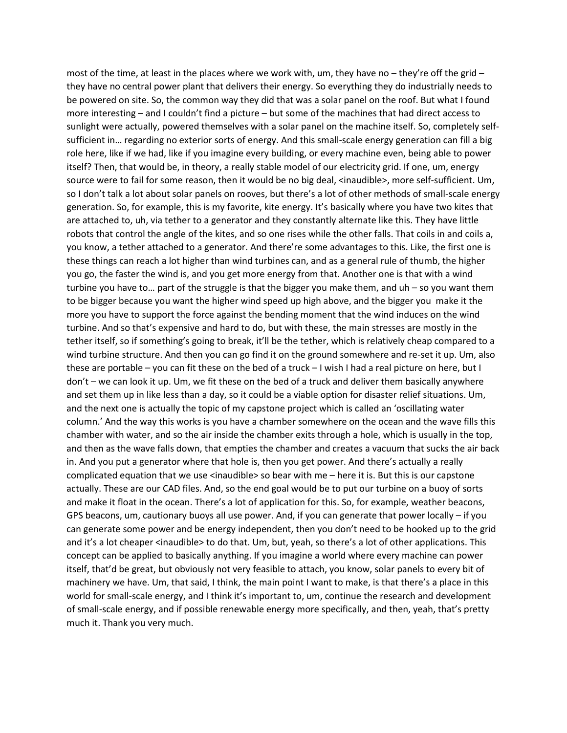most of the time, at least in the places where we work with, um, they have no – they're off the grid – they have no central power plant that delivers their energy. So everything they do industrially needs to be powered on site. So, the common way they did that was a solar panel on the roof. But what I found more interesting – and I couldn't find a picture – but some of the machines that had direct access to sunlight were actually, powered themselves with a solar panel on the machine itself. So, completely self-sufficient in… regarding no exterior sorts of energy. And this small-scale energy generation can fill a big role here, like if we had, like if you imagine every building, or every machine even, being able to power itself? Then, that would be, in theory, a really stable model of our electricity grid. If one, um, energy source were to fail for some reason, then it would be no big deal, <inaudible>, more self-sufficient. Um, so I don't talk a lot about solar panels on rooves, but there's a lot of other methods of small-scale energy generation. So, for example, this is my favorite, kite energy. It's basically where you have two kites that are attached to, uh, via tether to a generator and they constantly alternate like this. They have little robots that control the angle of the kites, and so one rises while the other falls. That coils in and coils a, you know, a tether attached to a generator. And there're some advantages to this. Like, the first one is these things can reach a lot higher than wind turbines can, and as a general rule of thumb, the higher you go, the faster the wind is, and you get more energy from that. Another one is that with a wind turbine you have to… part of the struggle is that the bigger you make them, and uh – so you want them to be bigger because you want the higher wind speed up high above, and the bigger you make it the more you have to support the force against the bending moment that the wind induces on the wind turbine. And so that's expensive and hard to do, but with these, the main stresses are mostly in the tether itself, so if something's going to break, it'll be the tether, which is relatively cheap compared to a wind turbine structure. And then you can go find it on the ground somewhere and re-set it up. Um, also these are portable – you can fit these on the bed of a truck – I wish I had a real picture on here, but I don't – we can look it up. Um, we fit these on the bed of a truck and deliver them basically anywhere and set them up in like less than a day, so it could be a viable option for disaster relief situations. Um, and the next one is actually the topic of my capstone project which is called an 'oscillating water column.' And the way this works is you have a chamber somewhere on the ocean and the wave fills this chamber with water, and so the air inside the chamber exits through a hole, which is usually in the top, and then as the wave falls down, that empties the chamber and creates a vacuum that sucks the air back in. And you put a generator where that hole is, then you get power. And there's actually a really complicated equation that we use <inaudible> so bear with me – here it is. But this is our capstone actually. These are our CAD files. And, so the end goal would be to put our turbine on a buoy of sorts and make it float in the ocean. There's a lot of application for this. So, for example, weather beacons, GPS beacons, um, cautionary buoys all use power. And, if you can generate that power locally – if you can generate some power and be energy independent, then you don't need to be hooked up to the grid and it's a lot cheaper <inaudible> to do that. Um, but, yeah, so there's a lot of other applications. This concept can be applied to basically anything. If you imagine a world where every machine can power itself, that'd be great, but obviously not very feasible to attach, you know, solar panels to every bit of machinery we have. Um, that said, I think, the main point I want to make, is that there's a place in this world for small-scale energy, and I think it's important to, um, continue the research and development of small-scale energy, and if possible renewable energy more specifically, and then, yeah, that's pretty much it. Thank you very much.